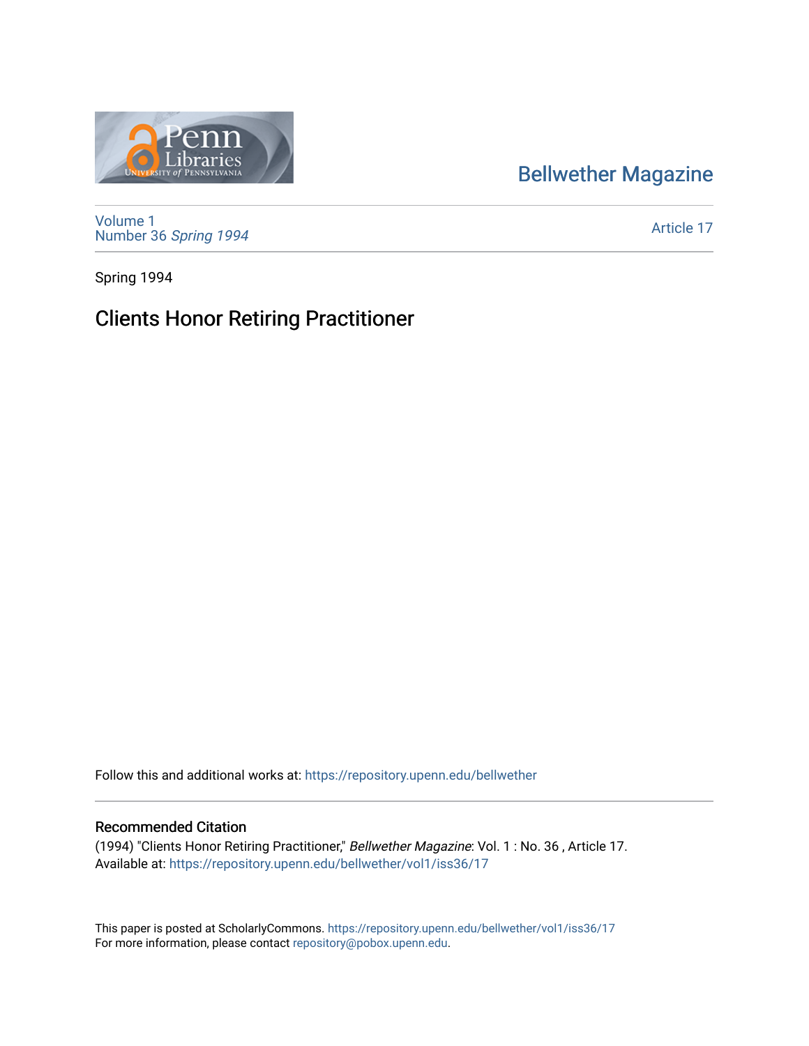Bellwether Magazine

Volume 1
Number 36 *Spring 1994*

Article 17

Spring 1994

# Clients Honor Retiring Practitioner

Follow this and additional works at: https://repository.upenn.edu/bellwether

## Recommended Citation

(1994) "Clients Honor Retiring Practitioner," *Bellwether Magazine*: Vol. 1 : No. 36 , Article 17.
Available at: https://repository.upenn.edu/bellwether/vol1/iss36/17

This paper is posted at ScholarlyCommons. https://repository.upenn.edu/bellwether/vol1/iss36/17
For more information, please contact repository@pobox.upenn.edu.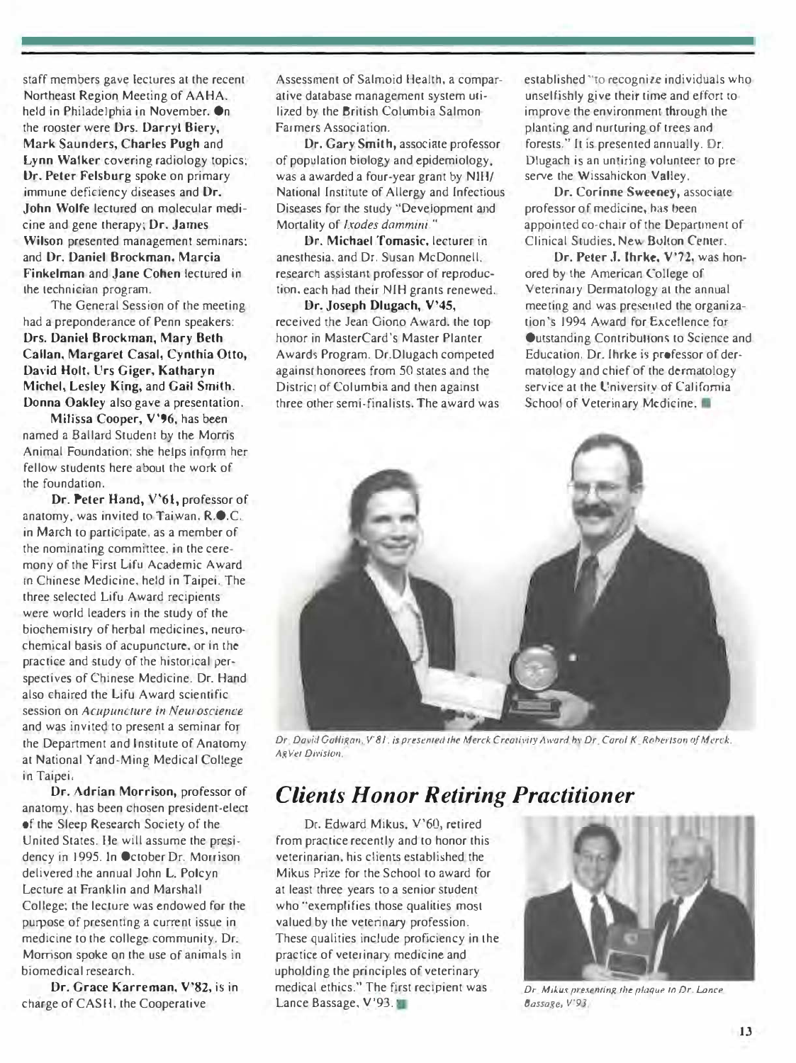staff members gave lectures at the recent Northeast Region Meeting of AAHA, held in Philadelphia in November. On the rooster were **Drs. Darryl Biery, Mark Saunders, Charles Pugh** and **Lynn Walker** covering radiology topics; **Dr. Peter Felsburg** spoke on primary immune deficiency diseases and **Dr. John Wolfe** lectured on molecular medicine and gene therapy; **Dr. James Wilson** presented management seminars; and **Dr. Daniel Brockman, Marcia Finkelman** and **Jane Cohen** lectured in the technician program.

The General Session of the meeting had a preponderance of Penn speakers: **Drs. Daniel Brockman, Mary Beth Callan, Margaret Casal, Cynthia Otto, David Holt, Urs Giger, Katharyn Michel, Lesley King,** and **Gail Smith. Donna Oakley** also gave a presentation.

**Milissa Cooper, V'96,** has been named a Ballard Student by the Morris Animal Foundation; she helps inform her fellow students here about the work of the foundation.

**Dr. Peter Hand, V'61,** professor of anatomy, was invited to Taiwan, R.O.C. in March to participate, as a member of the nominating committee, in the ceremony of the First Lifu Academic Award in Chinese Medicine, held in Taipei. The three selected Lifu Award recipients were world leaders in the study of the biochemistry of herbal medicines, neurochemical basis of acupuncture, or in the practice and study of the historical perspectives of Chinese Medicine. Dr. Hand also chaired the Lifu Award scientific session on *Acupuncture in Neuroscience* and was invited to present a seminar for the Department and Institute of Anatomy at National Yand-Ming Medical College in Taipei.

**Dr. Adrian Morrison,** professor of anatomy, has been chosen president-elect of the Sleep Research Society of the United States. He will assume the presidency in 1995. In October Dr. Morrison delivered the annual John L. Polcyn Lecture at Franklin and Marshall College; the lecture was endowed for the purpose of presenting a current issue in medicine to the college community. Dr. Morrison spoke on the use of animals in biomedical research.

**Dr. Grace Karreman, V'82,** is in charge of CASH, the Cooperative Assessment of Salmoid Health, a comparative database management system utilized by the British Columbia Salmon Farmers Association.

**Dr. Gary Smith,** associate professor of population biology and epidemiology, was a awarded a four-year grant by NIH/ National Institute of Allergy and Infectious Diseases for the study "Development and Mortality of *Ixodes dammini.*"

**Dr. Michael Tomasic,** lecturer in anesthesia, and Dr. Susan McDonnell, research assistant professor of reproduction, each had their NIH grants renewed.

**Dr. Joseph Dlugach, V'45,** received the Jean Giono Award, the top honor in MasterCard's Master Planter Awards Program. Dr. Dlugach competed against honorees from 50 states and the District of Columbia and then against three other semi-finalists. The award was established "to recognize individuals who unselfishly give their time and effort to improve the environment through the planting and nurturing of trees and forests." It is presented annually. Dr. Dlugach is an untiring volunteer to preserve the Wissahickon Valley.

**Dr. Corinne Sweeney,** associate professor of medicine, has been appointed co-chair of the Department of Clinical Studies, New Bolton Center.

**Dr. Peter J. Ihrke, V'72,** was honored by the American College of Veterinary Dermatology at the annual meeting and was presented the organization's 1994 Award for Excellence for Outstanding Contributions to Science and Education. Dr. Ihrke is professor of dermatology and chief of the dermatology service at the University of California School of Veterinary Medicine.

*Dr. David Galligan, V'81, is presented the Merck Creativity Award by Dr. Carol K. Robertson of Merck, AgVet Division.*

## Clients Honor Retiring Practitioner

Dr. Edward Mikus, V'60, retired from practice recently and to honor this veterinarian, his clients established the Mikus Prize for the School to award for at least three years to a senior student who "exemplifies those qualities most valued by the veterinary profession. These qualities include proficiency in the practice of veterinary medicine and upholding the principles of veterinary medical ethics." The first recipient was Lance Bassage, V'93.

*Dr. Mikus presenting the plaque to Dr. Lance Bassage, V'93.*